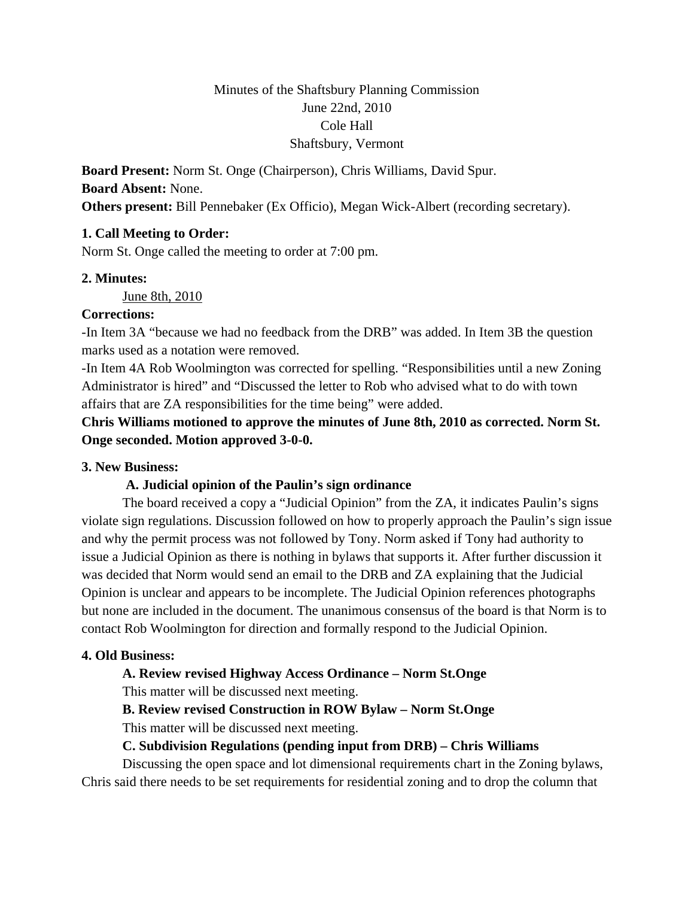Minutes of the Shaftsbury Planning Commission
June 22nd, 2010
Cole Hall
Shaftsbury, Vermont

**Board Present:** Norm St. Onge (Chairperson), Chris Williams, David Spur.
**Board Absent:** None.
**Others present:** Bill Pennebaker (Ex Officio), Megan Wick-Albert (recording secretary).

**1. Call Meeting to Order:**
Norm St. Onge called the meeting to order at 7:00 pm.

**2. Minutes:**

June 8th, 2010

**Corrections:**
-In Item 3A "because we had no feedback from the DRB" was added. In Item 3B the question marks used as a notation were removed.
-In Item 4A Rob Woolmington was corrected for spelling. "Responsibilities until a new Zoning Administrator is hired" and "Discussed the letter to Rob who advised what to do with town affairs that are ZA responsibilities for the time being" were added.
**Chris Williams motioned to approve the minutes of June 8th, 2010 as corrected. Norm St. Onge seconded. Motion approved 3-0-0.**

**3. New Business:**

**A. Judicial opinion of the Paulin's sign ordinance**

The board received a copy a "Judicial Opinion" from the ZA, it indicates Paulin's signs violate sign regulations. Discussion followed on how to properly approach the Paulin's sign issue and why the permit process was not followed by Tony. Norm asked if Tony had authority to issue a Judicial Opinion as there is nothing in bylaws that supports it. After further discussion it was decided that Norm would send an email to the DRB and ZA explaining that the Judicial Opinion is unclear and appears to be incomplete. The Judicial Opinion references photographs but none are included in the document. The unanimous consensus of the board is that Norm is to contact Rob Woolmington for direction and formally respond to the Judicial Opinion.

**4. Old Business:**

**A. Review revised Highway Access Ordinance – Norm St.Onge**

This matter will be discussed next meeting.

**B. Review revised Construction in ROW Bylaw – Norm St.Onge**

This matter will be discussed next meeting.

**C. Subdivision Regulations (pending input from DRB) – Chris Williams**

Discussing the open space and lot dimensional requirements chart in the Zoning bylaws, Chris said there needs to be set requirements for residential zoning and to drop the column that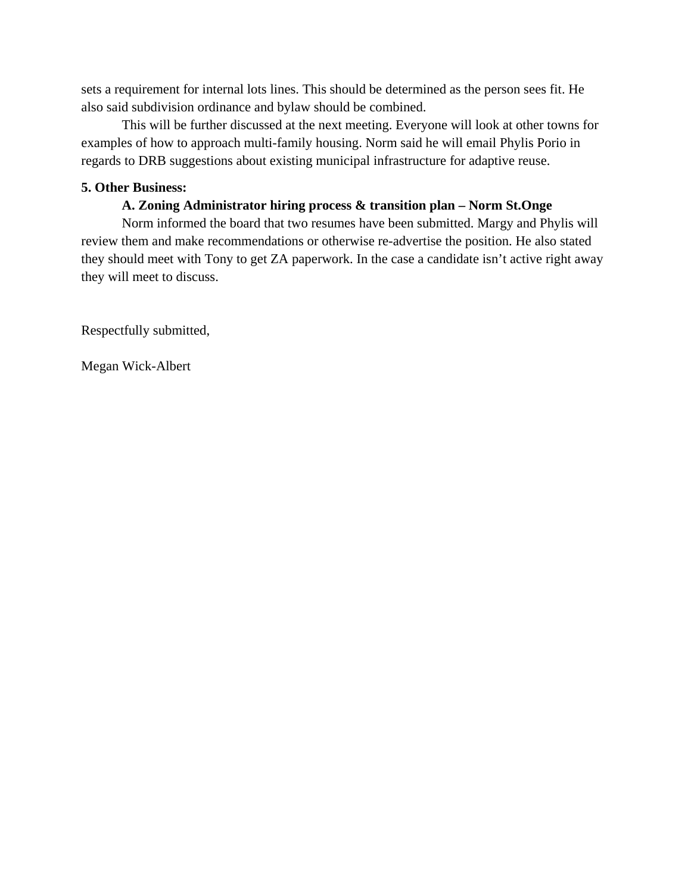sets a requirement for internal lots lines. This should be determined as the person sees fit. He also said subdivision ordinance and bylaw should be combined.

This will be further discussed at the next meeting. Everyone will look at other towns for examples of how to approach multi-family housing. Norm said he will email Phylis Porio in regards to DRB suggestions about existing municipal infrastructure for adaptive reuse.

**5. Other Business:**

**A. Zoning Administrator hiring process & transition plan – Norm St.Onge**

Norm informed the board that two resumes have been submitted. Margy and Phylis will review them and make recommendations or otherwise re-advertise the position. He also stated they should meet with Tony to get ZA paperwork. In the case a candidate isn't active right away they will meet to discuss.

Respectfully submitted,

Megan Wick-Albert